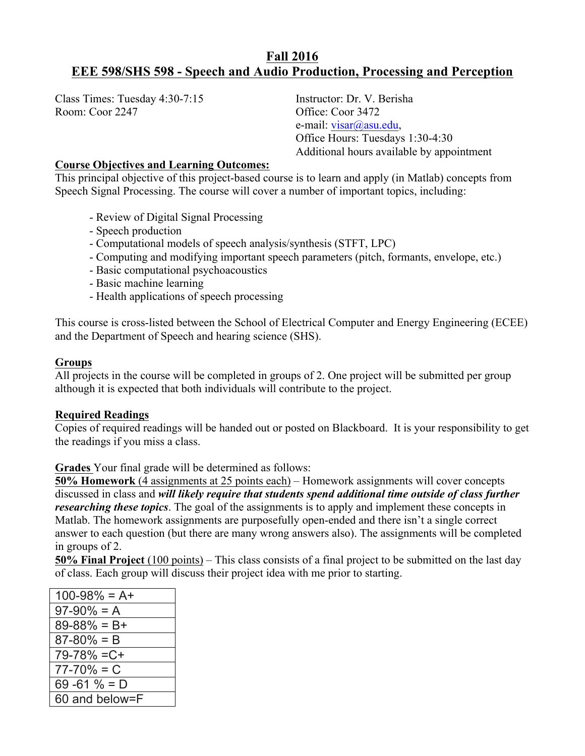# Fall 2016

# EEE 598/SHS 598 - Speech and Audio Production, Processing and Perception

Class Times: Tuesday 4:30-7:15
Room: Coor 2247

Instructor: Dr. V. Berisha
Office: Coor 3472
e-mail: visar@asu.edu,
Office Hours: Tuesdays 1:30-4:30
Additional hours available by appointment

## Course Objectives and Learning Outcomes:

This principal objective of this project-based course is to learn and apply (in Matlab) concepts from Speech Signal Processing. The course will cover a number of important topics, including:

- Review of Digital Signal Processing
- Speech production
- Computational models of speech analysis/synthesis (STFT, LPC)
- Computing and modifying important speech parameters (pitch, formants, envelope, etc.)
- Basic computational psychoacoustics
- Basic machine learning
- Health applications of speech processing

This course is cross-listed between the School of Electrical Computer and Energy Engineering (ECEE) and the Department of Speech and hearing science (SHS).

## Groups

All projects in the course will be completed in groups of 2. One project will be submitted per group although it is expected that both individuals will contribute to the project.

## Required Readings

Copies of required readings will be handed out or posted on Blackboard. It is your responsibility to get the readings if you miss a class.

**Grades** Your final grade will be determined as follows:

**50% Homework** (4 assignments at 25 points each) – Homework assignments will cover concepts discussed in class and ***will likely require that students spend additional time outside of class further researching these topics***. The goal of the assignments is to apply and implement these concepts in Matlab. The homework assignments are purposefully open-ended and there isn't a single correct answer to each question (but there are many wrong answers also). The assignments will be completed in groups of 2.

**50% Final Project** (100 points) – This class consists of a final project to be submitted on the last day of class. Each group will discuss their project idea with me prior to starting.

| Grade Scale |
|---|
| 100-98% = A+ |
| 97-90% = A |
| 89-88% = B+ |
| 87-80% = B |
| 79-78% =C+ |
| 77-70% = C |
| 69 -61 % = D |
| 60 and below=F |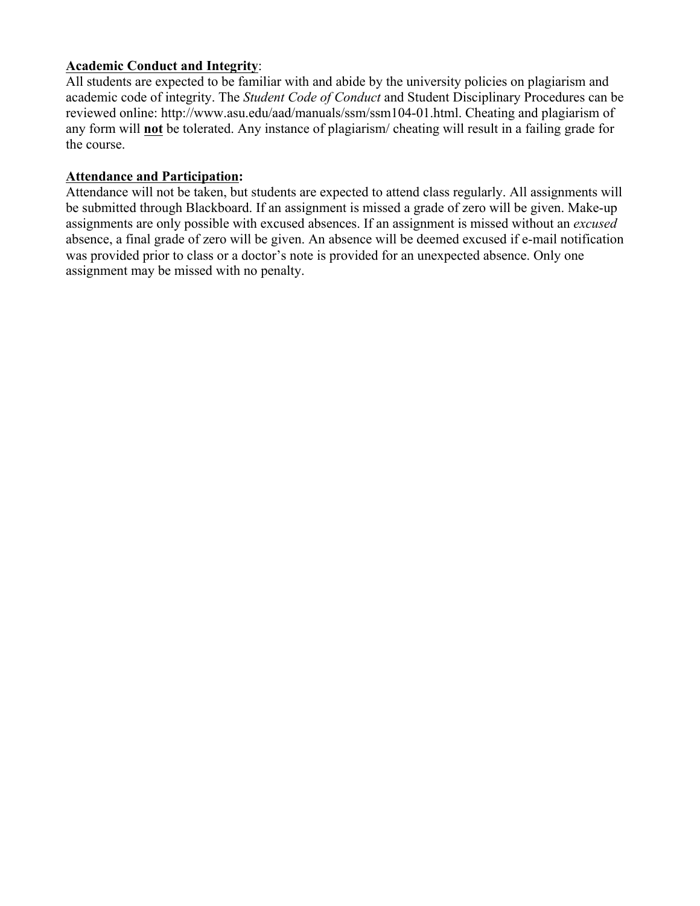**Academic Conduct and Integrity**:

All students are expected to be familiar with and abide by the university policies on plagiarism and academic code of integrity. The *Student Code of Conduct* and Student Disciplinary Procedures can be reviewed online: http://www.asu.edu/aad/manuals/ssm/ssm104-01.html. Cheating and plagiarism of any form will **not** be tolerated. Any instance of plagiarism/ cheating will result in a failing grade for the course.

**Attendance and Participation:**

Attendance will not be taken, but students are expected to attend class regularly. All assignments will be submitted through Blackboard. If an assignment is missed a grade of zero will be given. Make-up assignments are only possible with excused absences. If an assignment is missed without an *excused* absence, a final grade of zero will be given. An absence will be deemed excused if e-mail notification was provided prior to class or a doctor's note is provided for an unexpected absence. Only one assignment may be missed with no penalty.